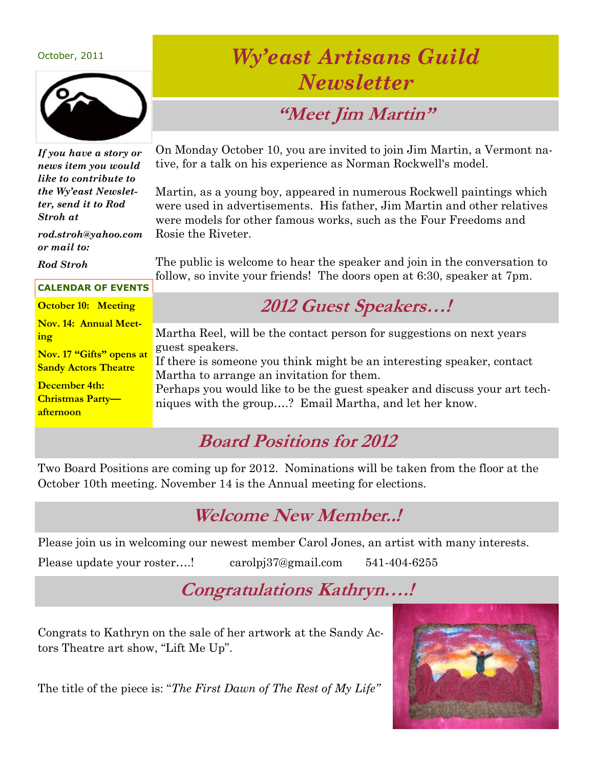October, 2011

# Wy'east Artisans Guild Newsletter

*If you have a story or news item you would like to contribute to the Wy'east Newsletter, send it to Rod Stroh at*

*rod.stroh@yahoo.com or mail to:*

*Rod Stroh*

**CALENDAR OF EVENTS**

**October 10: Meeting**

**Nov. 14: Annual Meeting**

**Nov. 17 "Gifts" opens at Sandy Actors Theatre**

**December 4th: Christmas Party—afternoon**

## "Meet Jim Martin"

On Monday October 10, you are invited to join Jim Martin, a Vermont native, for a talk on his experience as Norman Rockwell's model.

Martin, as a young boy, appeared in numerous Rockwell paintings which were used in advertisements. His father, Jim Martin and other relatives were models for other famous works, such as the Four Freedoms and Rosie the Riveter.

The public is welcome to hear the speaker and join in the conversation to follow, so invite your friends! The doors open at 6:30, speaker at 7pm.

## 2012 Guest Speakers…!

Martha Reel, will be the contact person for suggestions on next years guest speakers.
If there is someone you think might be an interesting speaker, contact Martha to arrange an invitation for them.
Perhaps you would like to be the guest speaker and discuss your art techniques with the group….? Email Martha, and let her know.

## Board Positions for 2012

Two Board Positions are coming up for 2012. Nominations will be taken from the floor at the October 10th meeting. November 14 is the Annual meeting for elections.

## Welcome New Member..!

Please join us in welcoming our newest member Carol Jones, an artist with many interests.

Please update your roster….! carolpj37@gmail.com 541-404-6255

## Congratulations Kathryn….!

Congrats to Kathryn on the sale of her artwork at the Sandy Actors Theatre art show, "Lift Me Up".

The title of the piece is: "*The First Dawn of The Rest of My Life*"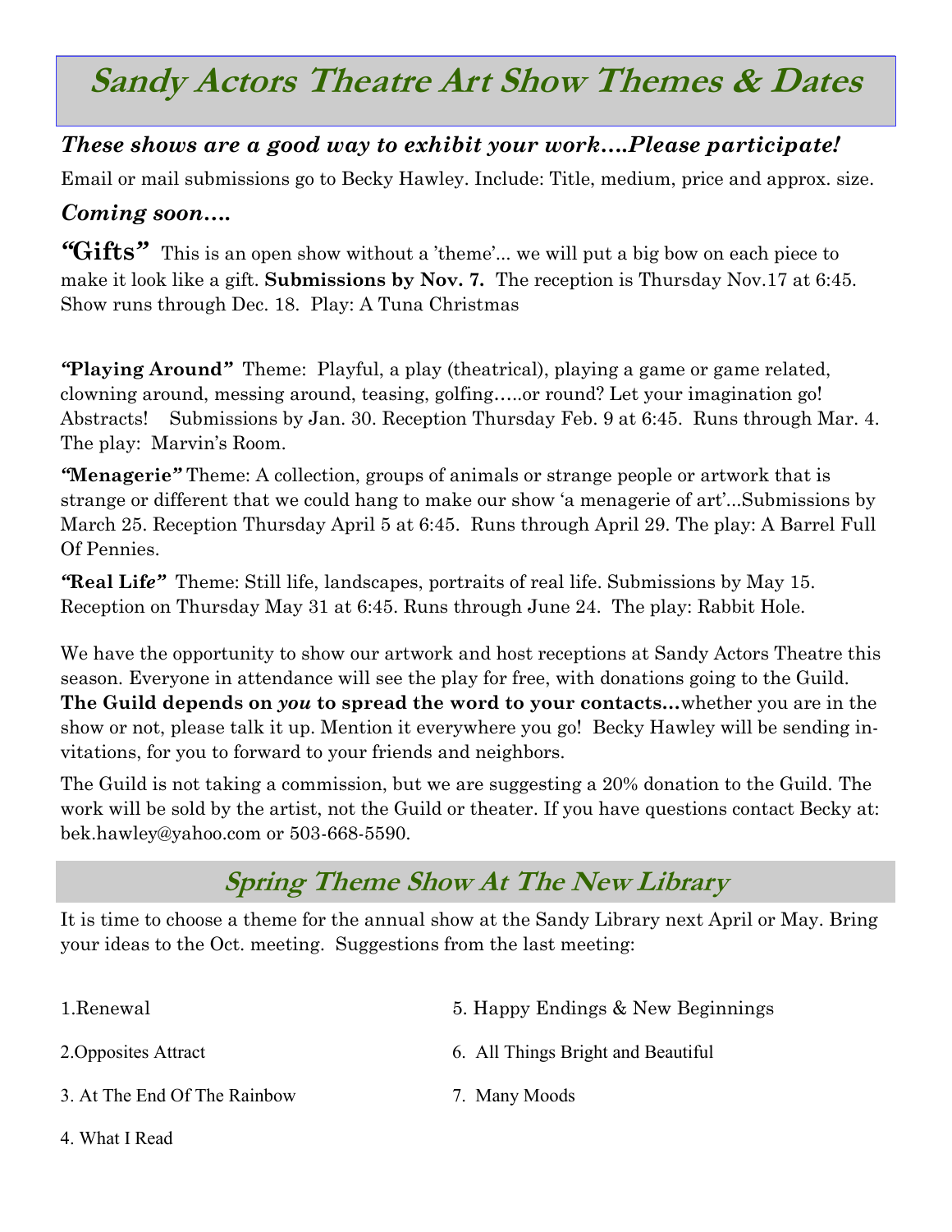# Sandy Actors Theatre Art Show Themes & Dates

### *These shows are a good way to exhibit your work….Please participate!*

Email or mail submissions go to Becky Hawley. Include: Title, medium, price and approx. size.

### *Coming soon….*

**"Gifts"** This is an open show without a 'theme'... we will put a big bow on each piece to make it look like a gift. **Submissions by Nov. 7.** The reception is Thursday Nov.17 at 6:45. Show runs through Dec. 18. Play: A Tuna Christmas

***"Playing Around"*** Theme: Playful, a play (theatrical), playing a game or game related, clowning around, messing around, teasing, golfing…..or round? Let your imagination go! Abstracts! Submissions by Jan. 30. Reception Thursday Feb. 9 at 6:45. Runs through Mar. 4. The play: Marvin's Room.

***"Menagerie"*** Theme: A collection, groups of animals or strange people or artwork that is strange or different that we could hang to make our show 'a menagerie of art'...Submissions by March 25. Reception Thursday April 5 at 6:45. Runs through April 29. The play: A Barrel Full Of Pennies.

***"Real Life"*** Theme: Still life, landscapes, portraits of real life. Submissions by May 15. Reception on Thursday May 31 at 6:45. Runs through June 24. The play: Rabbit Hole.

We have the opportunity to show our artwork and host receptions at Sandy Actors Theatre this season. Everyone in attendance will see the play for free, with donations going to the Guild. **The Guild depends on *you* to spread the word to your contacts…**whether you are in the show or not, please talk it up. Mention it everywhere you go! Becky Hawley will be sending invitations, for you to forward to your friends and neighbors.

The Guild is not taking a commission, but we are suggesting a 20% donation to the Guild. The work will be sold by the artist, not the Guild or theater. If you have questions contact Becky at: bek.hawley@yahoo.com or 503-668-5590.

## Spring Theme Show At The New Library

It is time to choose a theme for the annual show at the Sandy Library next April or May. Bring your ideas to the Oct. meeting. Suggestions from the last meeting:

1. Renewal
2. Opposites Attract
3. At The End Of The Rainbow
4. What I Read
5. Happy Endings & New Beginnings
6. All Things Bright and Beautiful
7. Many Moods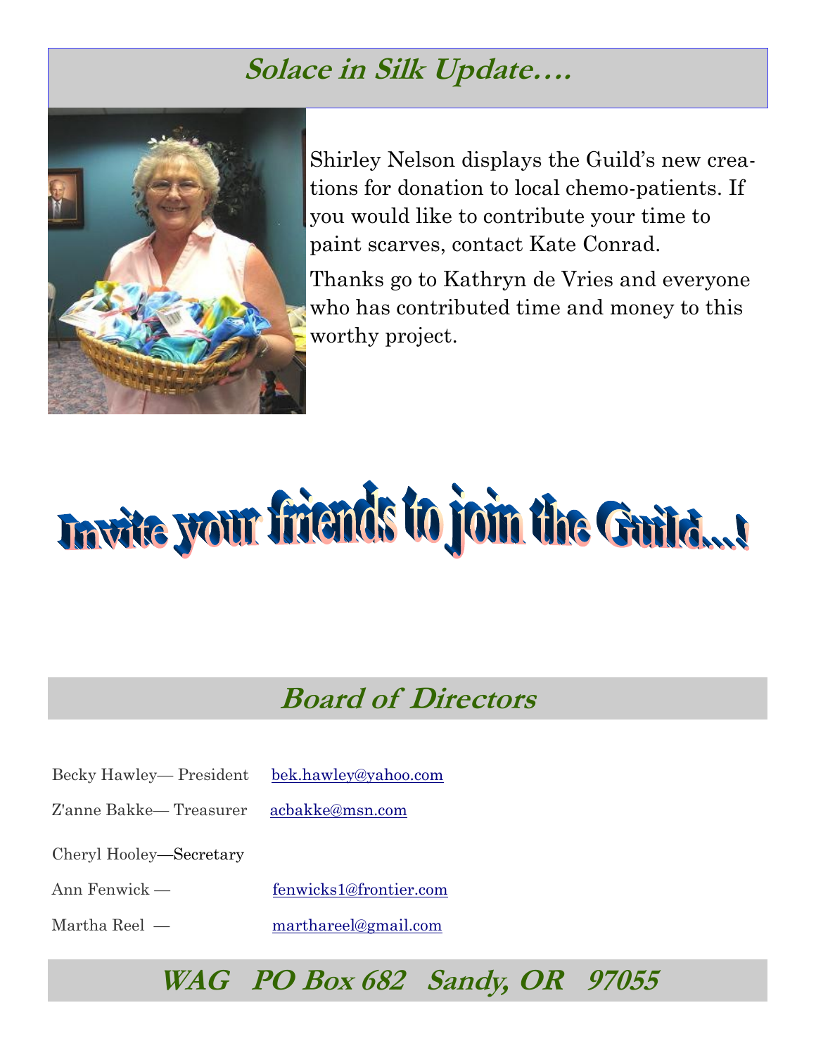## Solace in Silk Update….

Shirley Nelson displays the Guild's new creations for donation to local chemo-patients. If you would like to contribute your time to paint scarves, contact Kate Conrad.

Thanks go to Kathryn de Vries and everyone who has contributed time and money to this worthy project.

# Invite your friends to join the Guild…!

## Board of Directors

Becky Hawley— President bek.hawley@yahoo.com

Z'anne Bakke— Treasurer acbakke@msn.com

Cheryl Hooley—Secretary

Ann Fenwick — fenwicks1@frontier.com

Martha Reel — marthareel@gmail.com

## WAG PO Box 682 Sandy, OR 97055